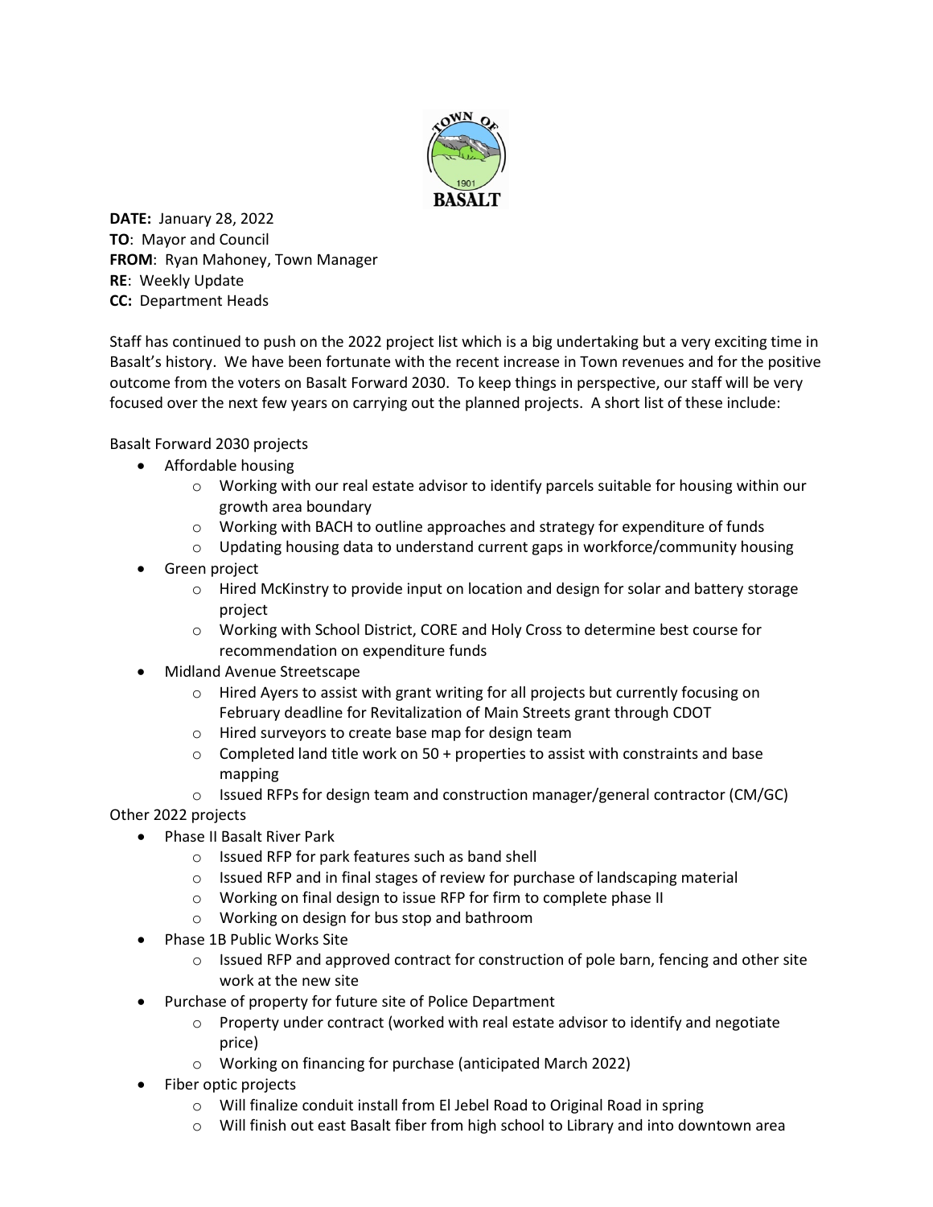**DATE:** January 28, 2022
**TO**: Mayor and Council
**FROM**: Ryan Mahoney, Town Manager
**RE**: Weekly Update
**CC:** Department Heads

Staff has continued to push on the 2022 project list which is a big undertaking but a very exciting time in Basalt's history. We have been fortunate with the recent increase in Town revenues and for the positive outcome from the voters on Basalt Forward 2030. To keep things in perspective, our staff will be very focused over the next few years on carrying out the planned projects. A short list of these include:

Basalt Forward 2030 projects

- Affordable housing
    - Working with our real estate advisor to identify parcels suitable for housing within our growth area boundary
    - Working with BACH to outline approaches and strategy for expenditure of funds
    - Updating housing data to understand current gaps in workforce/community housing
- Green project
    - Hired McKinstry to provide input on location and design for solar and battery storage project
    - Working with School District, CORE and Holy Cross to determine best course for recommendation on expenditure funds
- Midland Avenue Streetscape
    - Hired Ayers to assist with grant writing for all projects but currently focusing on February deadline for Revitalization of Main Streets grant through CDOT
    - Hired surveyors to create base map for design team
    - Completed land title work on 50 + properties to assist with constraints and base mapping
    - Issued RFPs for design team and construction manager/general contractor (CM/GC)

Other 2022 projects

- Phase II Basalt River Park
    - Issued RFP for park features such as band shell
    - Issued RFP and in final stages of review for purchase of landscaping material
    - Working on final design to issue RFP for firm to complete phase II
    - Working on design for bus stop and bathroom
- Phase 1B Public Works Site
    - Issued RFP and approved contract for construction of pole barn, fencing and other site work at the new site
- Purchase of property for future site of Police Department
    - Property under contract (worked with real estate advisor to identify and negotiate price)
    - Working on financing for purchase (anticipated March 2022)
- Fiber optic projects
    - Will finalize conduit install from El Jebel Road to Original Road in spring
    - Will finish out east Basalt fiber from high school to Library and into downtown area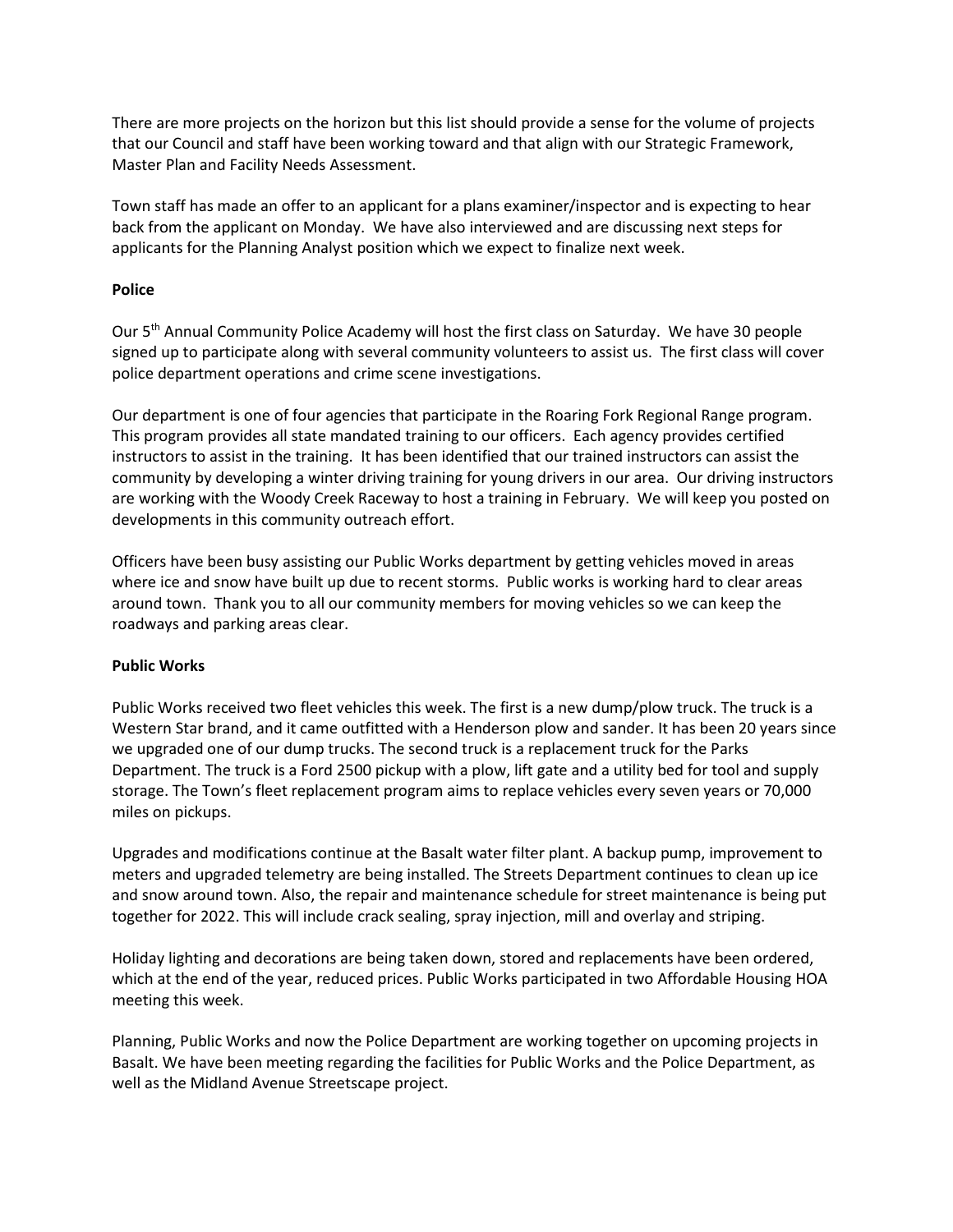There are more projects on the horizon but this list should provide a sense for the volume of projects that our Council and staff have been working toward and that align with our Strategic Framework, Master Plan and Facility Needs Assessment.

Town staff has made an offer to an applicant for a plans examiner/inspector and is expecting to hear back from the applicant on Monday. We have also interviewed and are discussing next steps for applicants for the Planning Analyst position which we expect to finalize next week.

**Police**

Our 5th Annual Community Police Academy will host the first class on Saturday. We have 30 people signed up to participate along with several community volunteers to assist us. The first class will cover police department operations and crime scene investigations.

Our department is one of four agencies that participate in the Roaring Fork Regional Range program. This program provides all state mandated training to our officers. Each agency provides certified instructors to assist in the training. It has been identified that our trained instructors can assist the community by developing a winter driving training for young drivers in our area. Our driving instructors are working with the Woody Creek Raceway to host a training in February. We will keep you posted on developments in this community outreach effort.

Officers have been busy assisting our Public Works department by getting vehicles moved in areas where ice and snow have built up due to recent storms. Public works is working hard to clear areas around town. Thank you to all our community members for moving vehicles so we can keep the roadways and parking areas clear.

**Public Works**

Public Works received two fleet vehicles this week. The first is a new dump/plow truck. The truck is a Western Star brand, and it came outfitted with a Henderson plow and sander. It has been 20 years since we upgraded one of our dump trucks. The second truck is a replacement truck for the Parks Department. The truck is a Ford 2500 pickup with a plow, lift gate and a utility bed for tool and supply storage. The Town's fleet replacement program aims to replace vehicles every seven years or 70,000 miles on pickups.

Upgrades and modifications continue at the Basalt water filter plant. A backup pump, improvement to meters and upgraded telemetry are being installed. The Streets Department continues to clean up ice and snow around town. Also, the repair and maintenance schedule for street maintenance is being put together for 2022. This will include crack sealing, spray injection, mill and overlay and striping.

Holiday lighting and decorations are being taken down, stored and replacements have been ordered, which at the end of the year, reduced prices. Public Works participated in two Affordable Housing HOA meeting this week.

Planning, Public Works and now the Police Department are working together on upcoming projects in Basalt. We have been meeting regarding the facilities for Public Works and the Police Department, as well as the Midland Avenue Streetscape project.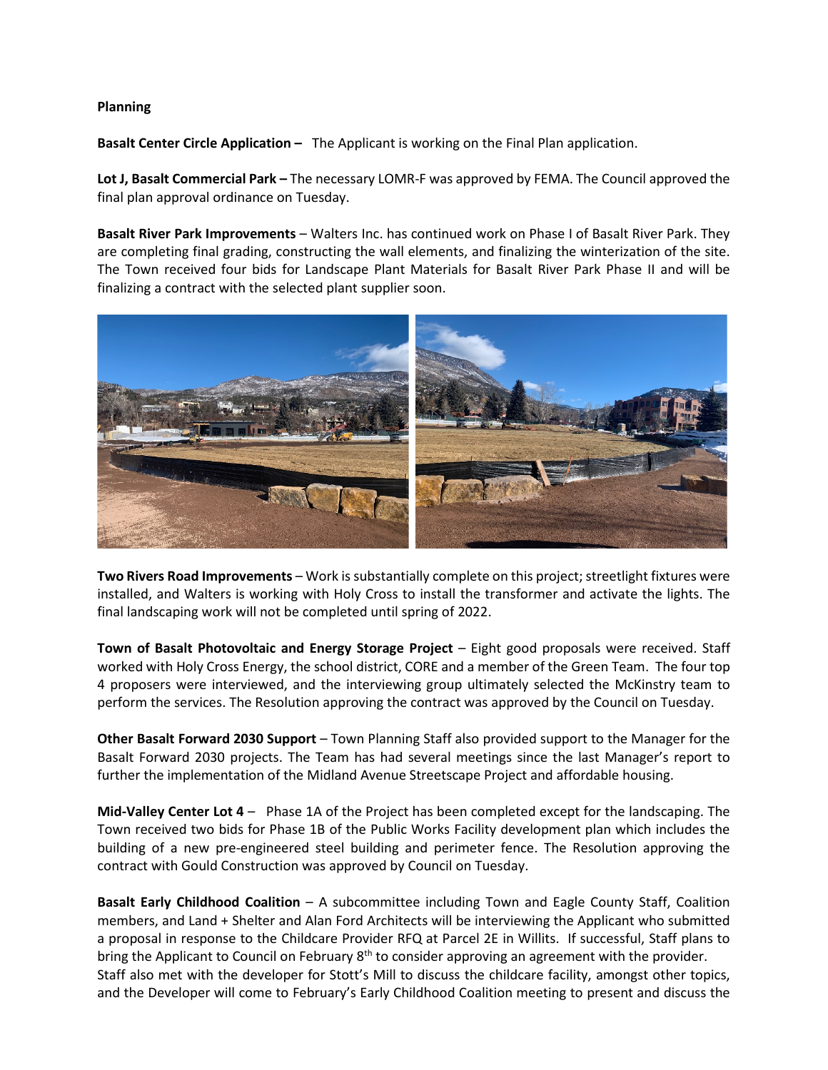**Planning**

**Basalt Center Circle Application –** The Applicant is working on the Final Plan application.

**Lot J, Basalt Commercial Park –** The necessary LOMR-F was approved by FEMA. The Council approved the final plan approval ordinance on Tuesday.

**Basalt River Park Improvements** – Walters Inc. has continued work on Phase I of Basalt River Park. They are completing final grading, constructing the wall elements, and finalizing the winterization of the site. The Town received four bids for Landscape Plant Materials for Basalt River Park Phase II and will be finalizing a contract with the selected plant supplier soon.

**Two Rivers Road Improvements** – Work is substantially complete on this project; streetlight fixtures were installed, and Walters is working with Holy Cross to install the transformer and activate the lights. The final landscaping work will not be completed until spring of 2022.

**Town of Basalt Photovoltaic and Energy Storage Project** – Eight good proposals were received. Staff worked with Holy Cross Energy, the school district, CORE and a member of the Green Team. The four top 4 proposers were interviewed, and the interviewing group ultimately selected the McKinstry team to perform the services. The Resolution approving the contract was approved by the Council on Tuesday.

**Other Basalt Forward 2030 Support** – Town Planning Staff also provided support to the Manager for the Basalt Forward 2030 projects. The Team has had several meetings since the last Manager's report to further the implementation of the Midland Avenue Streetscape Project and affordable housing.

**Mid-Valley Center Lot 4** – Phase 1A of the Project has been completed except for the landscaping. The Town received two bids for Phase 1B of the Public Works Facility development plan which includes the building of a new pre-engineered steel building and perimeter fence. The Resolution approving the contract with Gould Construction was approved by Council on Tuesday.

**Basalt Early Childhood Coalition** – A subcommittee including Town and Eagle County Staff, Coalition members, and Land + Shelter and Alan Ford Architects will be interviewing the Applicant who submitted a proposal in response to the Childcare Provider RFQ at Parcel 2E in Willits. If successful, Staff plans to bring the Applicant to Council on February 8th to consider approving an agreement with the provider.
Staff also met with the developer for Stott's Mill to discuss the childcare facility, amongst other topics, and the Developer will come to February's Early Childhood Coalition meeting to present and discuss the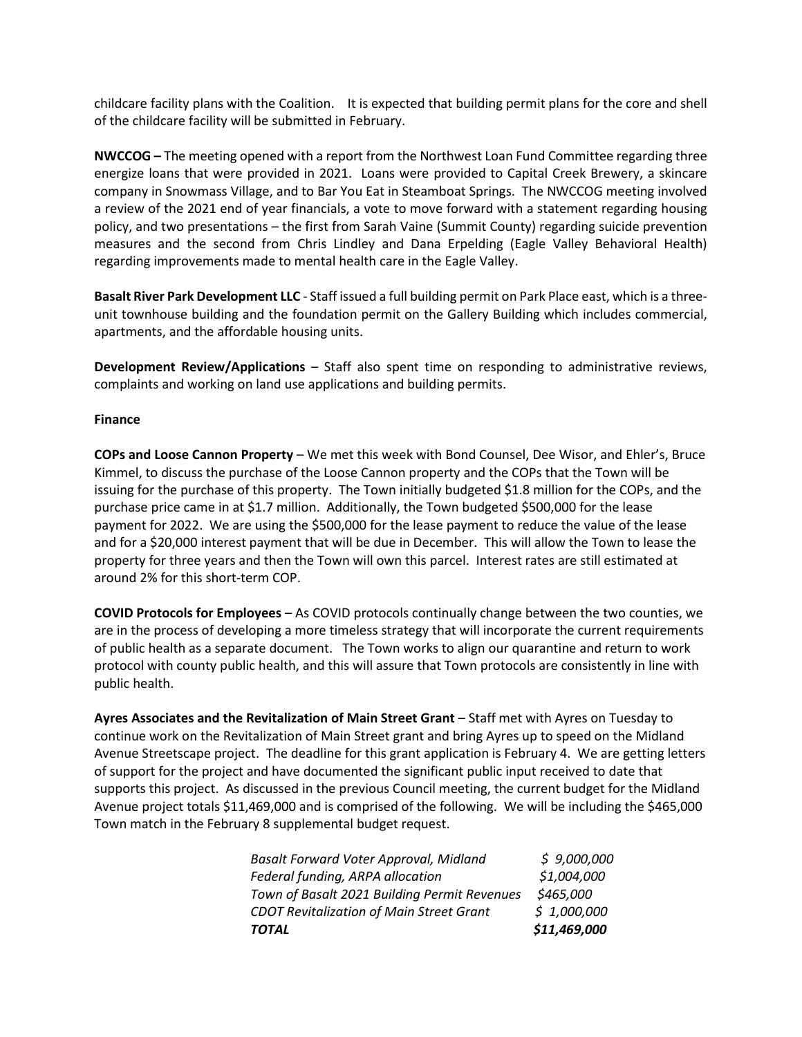childcare facility plans with the Coalition.   It is expected that building permit plans for the core and shell of the childcare facility will be submitted in February.

**NWCCOG –** The meeting opened with a report from the Northwest Loan Fund Committee regarding three energize loans that were provided in 2021. Loans were provided to Capital Creek Brewery, a skincare company in Snowmass Village, and to Bar You Eat in Steamboat Springs. The NWCCOG meeting involved a review of the 2021 end of year financials, a vote to move forward with a statement regarding housing policy, and two presentations – the first from Sarah Vaine (Summit County) regarding suicide prevention measures and the second from Chris Lindley and Dana Erpelding (Eagle Valley Behavioral Health) regarding improvements made to mental health care in the Eagle Valley.

**Basalt River Park Development LLC** - Staff issued a full building permit on Park Place east, which is a three-unit townhouse building and the foundation permit on the Gallery Building which includes commercial, apartments, and the affordable housing units.

**Development Review/Applications** – Staff also spent time on responding to administrative reviews, complaints and working on land use applications and building permits.

**Finance**

**COPs and Loose Cannon Property** – We met this week with Bond Counsel, Dee Wisor, and Ehler's, Bruce Kimmel, to discuss the purchase of the Loose Cannon property and the COPs that the Town will be issuing for the purchase of this property. The Town initially budgeted $1.8 million for the COPs, and the purchase price came in at $1.7 million. Additionally, the Town budgeted $500,000 for the lease payment for 2022. We are using the $500,000 for the lease payment to reduce the value of the lease and for a $20,000 interest payment that will be due in December. This will allow the Town to lease the property for three years and then the Town will own this parcel. Interest rates are still estimated at around 2% for this short-term COP.

**COVID Protocols for Employees** – As COVID protocols continually change between the two counties, we are in the process of developing a more timeless strategy that will incorporate the current requirements of public health as a separate document. The Town works to align our quarantine and return to work protocol with county public health, and this will assure that Town protocols are consistently in line with public health.

**Ayres Associates and the Revitalization of Main Street Grant** – Staff met with Ayres on Tuesday to continue work on the Revitalization of Main Street grant and bring Ayres up to speed on the Midland Avenue Streetscape project. The deadline for this grant application is February 4. We are getting letters of support for the project and have documented the significant public input received to date that supports this project. As discussed in the previous Council meeting, the current budget for the Midland Avenue project totals $11,469,000 and is comprised of the following. We will be including the $465,000 Town match in the February 8 supplemental budget request.

| | |
|---|---|
| *Basalt Forward Voter Approval, Midland* | *$ 9,000,000* |
| *Federal funding, ARPA allocation* | *$1,004,000* |
| *Town of Basalt 2021 Building Permit Revenues* | *$465,000* |
| *CDOT Revitalization of Main Street Grant* | *$ 1,000,000* |
| ***TOTAL*** | ***$11,469,000*** |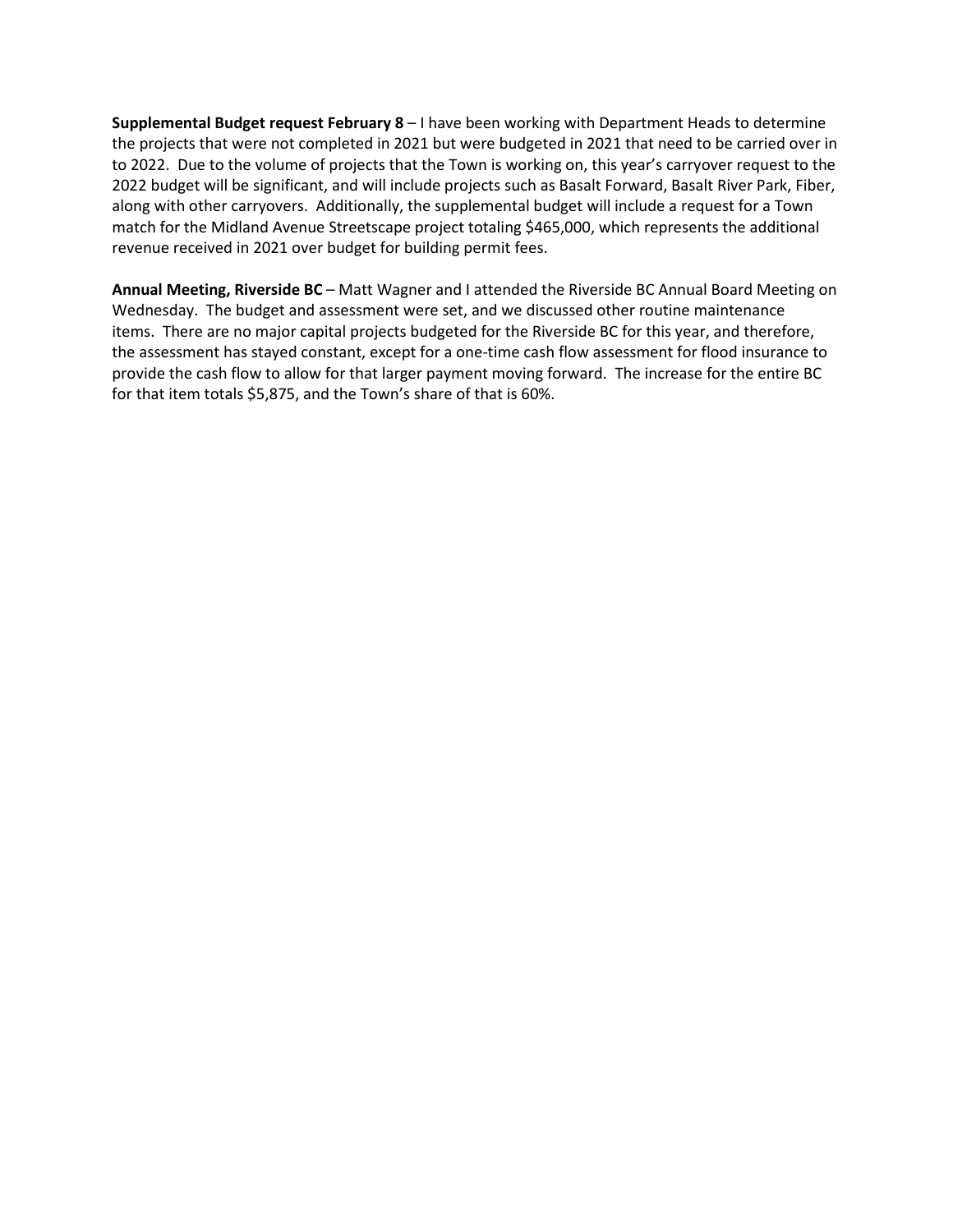**Supplemental Budget request February 8** – I have been working with Department Heads to determine the projects that were not completed in 2021 but were budgeted in 2021 that need to be carried over in to 2022. Due to the volume of projects that the Town is working on, this year's carryover request to the 2022 budget will be significant, and will include projects such as Basalt Forward, Basalt River Park, Fiber, along with other carryovers. Additionally, the supplemental budget will include a request for a Town match for the Midland Avenue Streetscape project totaling $465,000, which represents the additional revenue received in 2021 over budget for building permit fees.

**Annual Meeting, Riverside BC** – Matt Wagner and I attended the Riverside BC Annual Board Meeting on Wednesday. The budget and assessment were set, and we discussed other routine maintenance items. There are no major capital projects budgeted for the Riverside BC for this year, and therefore, the assessment has stayed constant, except for a one-time cash flow assessment for flood insurance to provide the cash flow to allow for that larger payment moving forward. The increase for the entire BC for that item totals $5,875, and the Town's share of that is 60%.